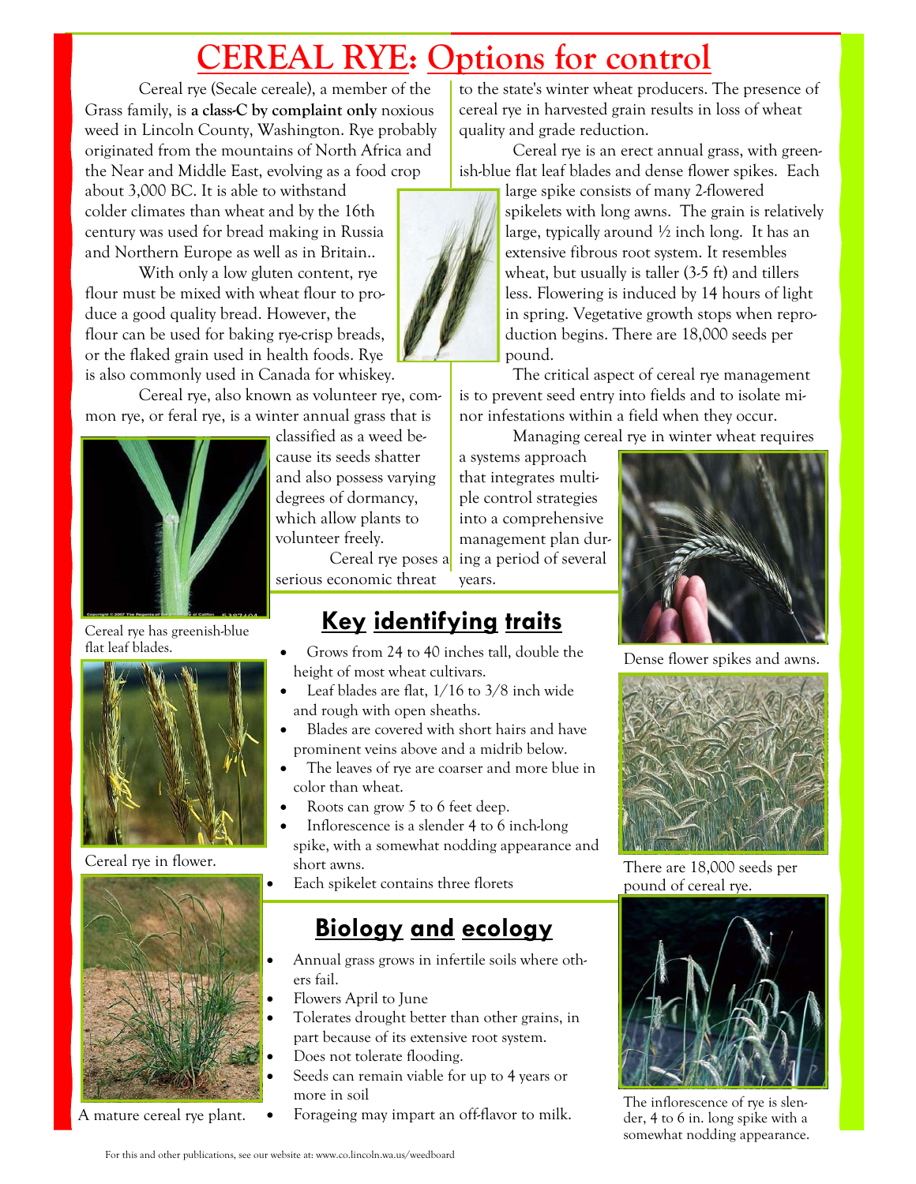# CEREAL RYE: Options for control

Cereal rye (Secale cereale), a member of the Grass family, is **a class-C by complaint only** noxious weed in Lincoln County, Washington. Rye probably originated from the mountains of North Africa and the Near and Middle East, evolving as a food crop about 3,000 BC. It is able to withstand colder climates than wheat and by the 16th century was used for bread making in Russia and Northern Europe as well as in Britain..

With only a low gluten content, rye flour must be mixed with wheat flour to produce a good quality bread. However, the flour can be used for baking rye-crisp breads, or the flaked grain used in health foods. Rye is also commonly used in Canada for whiskey.

Cereal rye, also known as volunteer rye, common rye, or feral rye, is a winter annual grass that is classified as a weed because its seeds shatter and also possess varying degrees of dormancy, which allow plants to volunteer freely.

Cereal rye poses a serious economic threat to the state's winter wheat producers. The presence of cereal rye in harvested grain results in loss of wheat quality and grade reduction.

Cereal rye is an erect annual grass, with greenish-blue flat leaf blades and dense flower spikes. Each large spike consists of many 2-flowered spikelets with long awns. The grain is relatively large, typically around ½ inch long. It has an extensive fibrous root system. It resembles wheat, but usually is taller (3-5 ft) and tillers less. Flowering is induced by 14 hours of light in spring. Vegetative growth stops when reproduction begins. There are 18,000 seeds per pound.

The critical aspect of cereal rye management is to prevent seed entry into fields and to isolate minor infestations within a field when they occur.

Managing cereal rye in winter wheat requires a systems approach that integrates multiple control strategies into a comprehensive management plan during a period of several years.

Cereal rye has greenish-blue flat leaf blades.

Cereal rye in flower.

A mature cereal rye plant.

Dense flower spikes and awns.

There are 18,000 seeds per pound of cereal rye.

The inflorescence of rye is slender, 4 to 6 in. long spike with a somewhat nodding appearance.

## Key identifying traits

- Grows from 24 to 40 inches tall, double the height of most wheat cultivars.
- Leaf blades are flat, 1/16 to 3/8 inch wide and rough with open sheaths.
- Blades are covered with short hairs and have prominent veins above and a midrib below.
- The leaves of rye are coarser and more blue in color than wheat.
- Roots can grow 5 to 6 feet deep.
- Inflorescence is a slender 4 to 6 inch-long spike, with a somewhat nodding appearance and short awns.
- Each spikelet contains three florets

## Biology and ecology

- Annual grass grows in infertile soils where others fail.
- Flowers April to June
- Tolerates drought better than other grains, in part because of its extensive root system.
- Does not tolerate flooding.
- Seeds can remain viable for up to 4 years or more in soil
- Forageing may impart an off-flavor to milk.

For this and other publications, see our website at: www.co.lincoln.wa.us/weedboard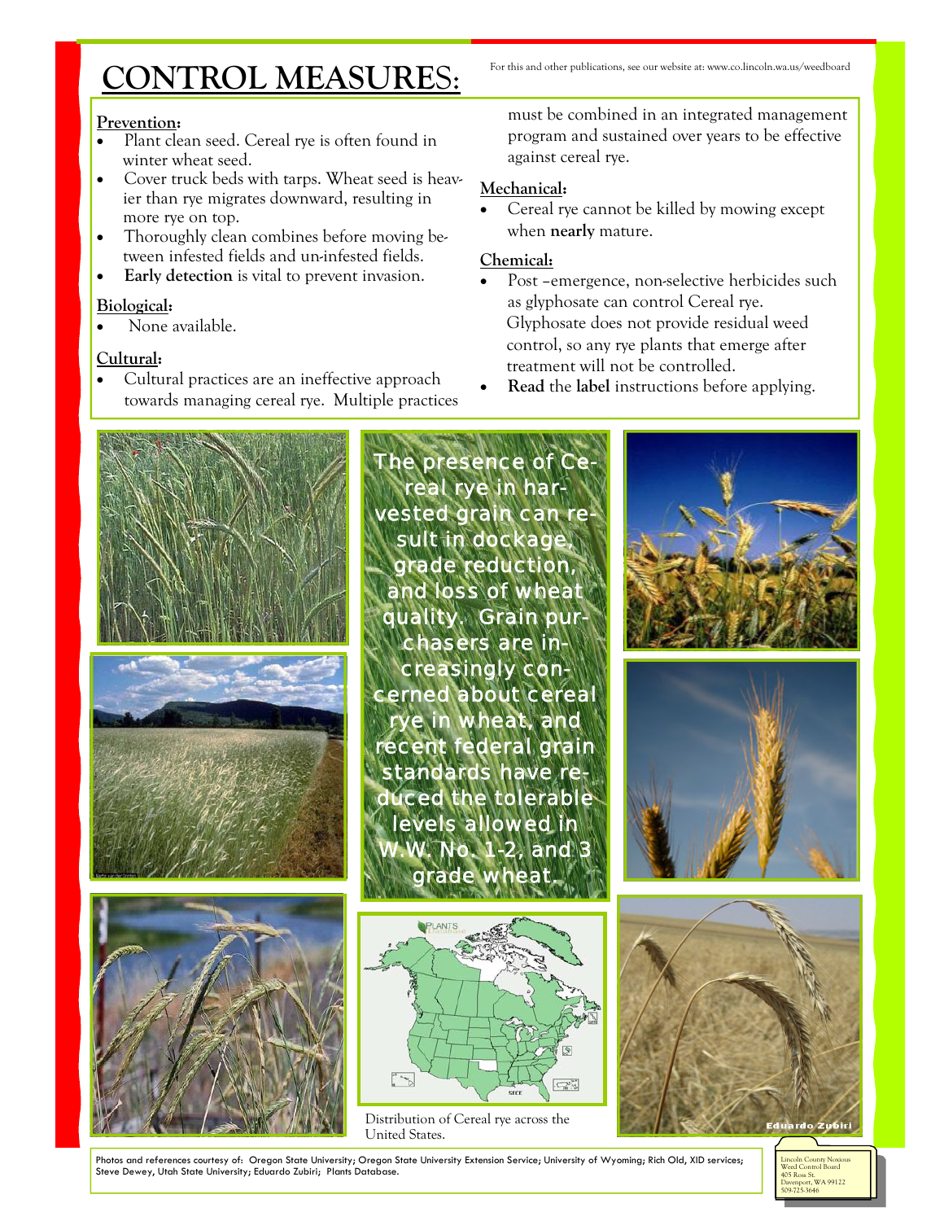# CONTROL MEASURES:

For this and other publications, see our website at: www.co.lincoln.wa.us/weedboard

**Prevention:**

- Plant clean seed. Cereal rye is often found in winter wheat seed.
- Cover truck beds with tarps. Wheat seed is heavier than rye migrates downward, resulting in more rye on top.
- Thoroughly clean combines before moving between infested fields and un-infested fields.
- **Early detection** is vital to prevent invasion.

**Biological:**

- None available.

**Cultural:**

- Cultural practices are an ineffective approach towards managing cereal rye. Multiple practices must be combined in an integrated management program and sustained over years to be effective against cereal rye.

**Mechanical:**

- Cereal rye cannot be killed by mowing except when **nearly** mature.

**Chemical:**

- Post –emergence, non-selective herbicides such as glyphosate can control Cereal rye. Glyphosate does not provide residual weed control, so any rye plants that emerge after treatment will not be controlled.
- **Read** the **label** instructions before applying.

The presence of Cereal rye in harvested grain can result in dockage, grade reduction, and loss of wheat quality. Grain purchasers are increasingly concerned about cereal rye in wheat, and recent federal grain standards have reduced the tolerable levels allowed in W.W. No. 1-2, and 3 grade wheat.

Distribution of Cereal rye across the United States.

Photos and references courtesy of: Oregon State University; Oregon State University Extension Service; University of Wyoming; Rich Old, XID services; Steve Dewey, Utah State University; Eduardo Zubiri; Plants Database.

Lincoln County Noxious Weed Control Board
405 Ross St.
Davenport, WA 99122
509-725-3646